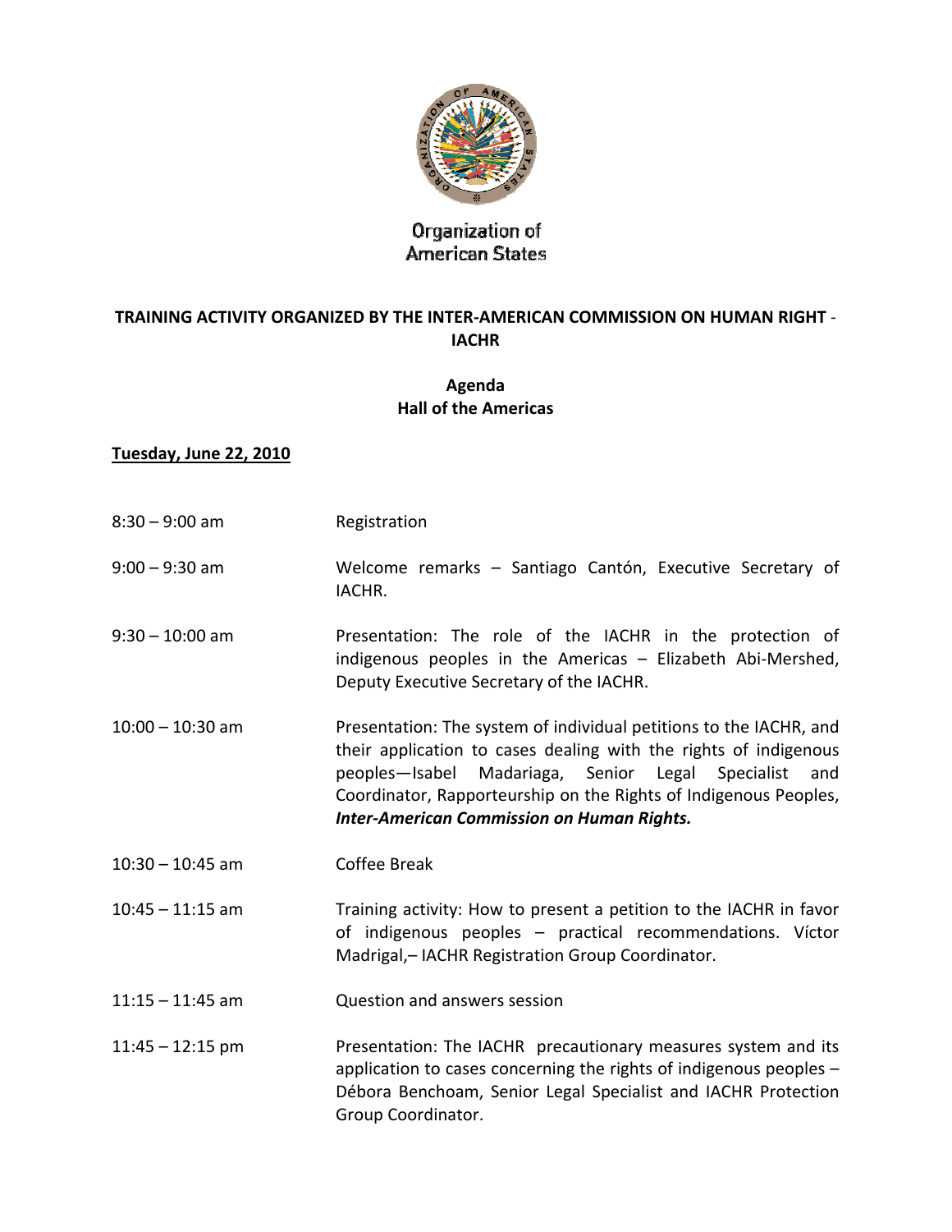Organization of American States

**TRAINING ACTIVITY ORGANIZED BY THE INTER-AMERICAN COMMISSION ON HUMAN RIGHT - IACHR**

**Agenda**
**Hall of the Americas**

**Tuesday, June 22, 2010**

| | |
|---|---|
| 8:30 – 9:00 am | Registration |
| 9:00 – 9:30 am | Welcome remarks – Santiago Cantón, Executive Secretary of IACHR. |
| 9:30 – 10:00 am | Presentation: The role of the IACHR in the protection of indigenous peoples in the Americas – Elizabeth Abi-Mershed, Deputy Executive Secretary of the IACHR. |
| 10:00 – 10:30 am | Presentation: The system of individual petitions to the IACHR, and their application to cases dealing with the rights of indigenous peoples—Isabel Madariaga, Senior Legal Specialist and Coordinator, Rapporteurship on the Rights of Indigenous Peoples, ***Inter-American Commission on Human Rights.*** |
| 10:30 – 10:45 am | Coffee Break |
| 10:45 – 11:15 am | Training activity: How to present a petition to the IACHR in favor of indigenous peoples – practical recommendations. Víctor Madrigal,– IACHR Registration Group Coordinator. |
| 11:15 – 11:45 am | Question and answers session |
| 11:45 – 12:15 pm | Presentation: The IACHR precautionary measures system and its application to cases concerning the rights of indigenous peoples – Débora Benchoam, Senior Legal Specialist and IACHR Protection Group Coordinator. |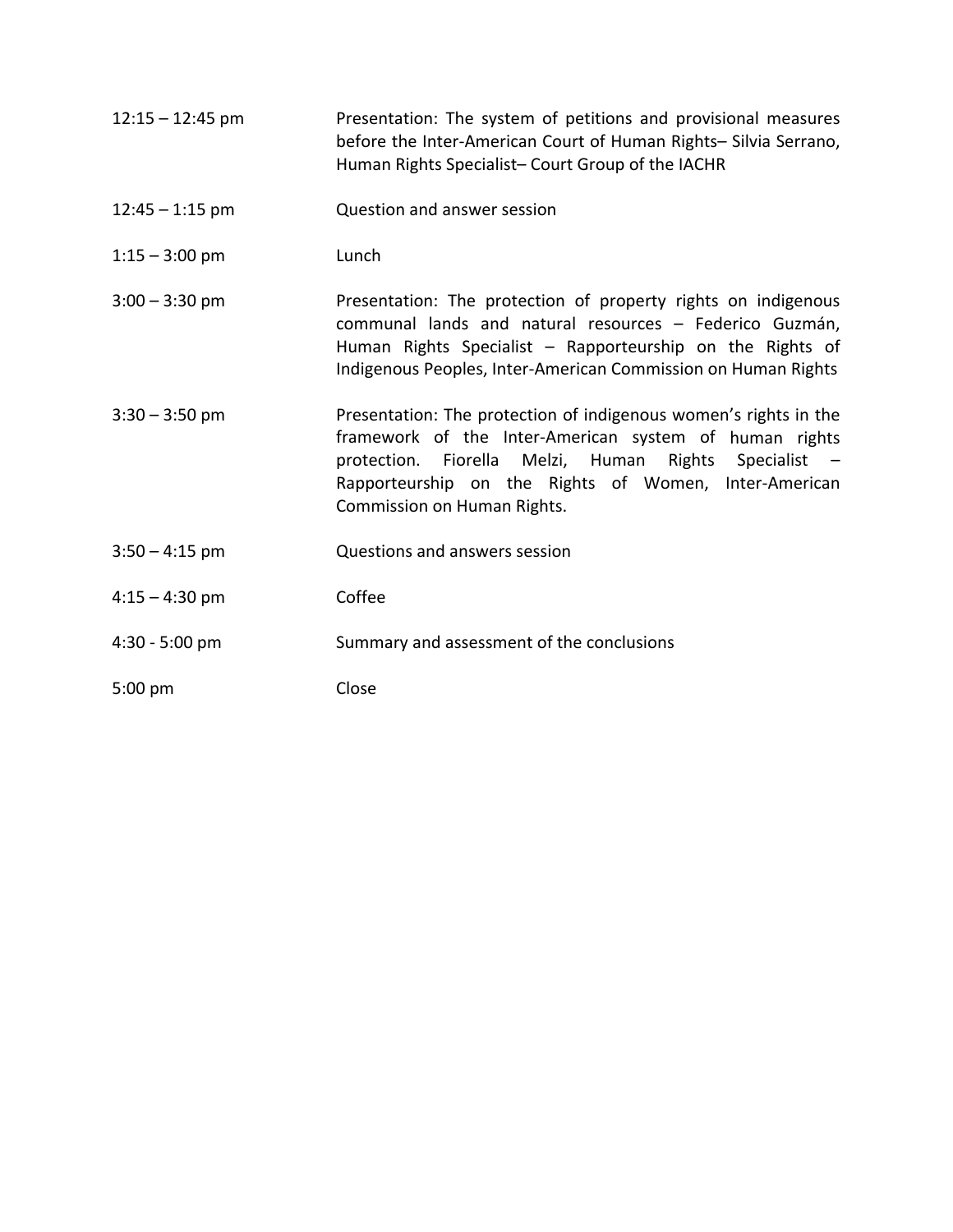| | |
|---|---|
| 12:15 – 12:45 pm | Presentation: The system of petitions and provisional measures before the Inter-American Court of Human Rights– Silvia Serrano, Human Rights Specialist– Court Group of the IACHR |
| 12:45 – 1:15 pm | Question and answer session |
| 1:15 – 3:00 pm | Lunch |
| 3:00 – 3:30 pm | Presentation: The protection of property rights on indigenous communal lands and natural resources – Federico Guzmán, Human Rights Specialist – Rapporteurship on the Rights of Indigenous Peoples, Inter-American Commission on Human Rights |
| 3:30 – 3:50 pm | Presentation: The protection of indigenous women's rights in the framework of the Inter-American system of human rights protection. Fiorella Melzi, Human Rights Specialist – Rapporteurship on the Rights of Women, Inter-American Commission on Human Rights. |
| 3:50 – 4:15 pm | Questions and answers session |
| 4:15 – 4:30 pm | Coffee |
| 4:30 - 5:00 pm | Summary and assessment of the conclusions |
| 5:00 pm | Close |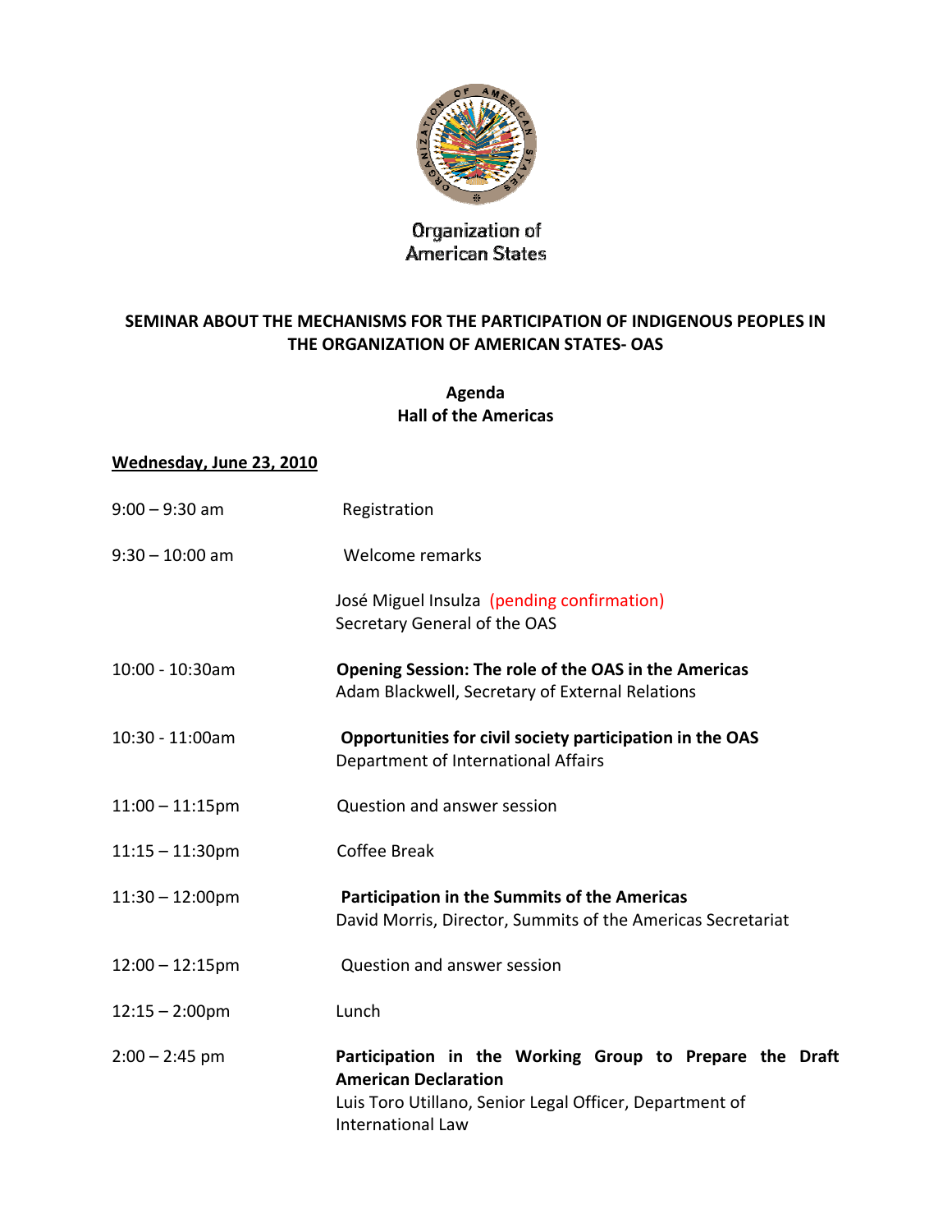Organization of American States

**SEMINAR ABOUT THE MECHANISMS FOR THE PARTICIPATION OF INDIGENOUS PEOPLES IN THE ORGANIZATION OF AMERICAN STATES- OAS**

**Agenda**
**Hall of the Americas**

**Wednesday, June 23, 2010**

| | |
|---|---|
| 9:00 – 9:30 am | Registration |
| 9:30 – 10:00 am | Welcome remarks<br><br>José Miguel Insulza (pending confirmation)<br>Secretary General of the OAS |
| 10:00 - 10:30am | **Opening Session: The role of the OAS in the Americas**<br>Adam Blackwell, Secretary of External Relations |
| 10:30 - 11:00am | **Opportunities for civil society participation in the OAS**<br>Department of International Affairs |
| 11:00 – 11:15pm | Question and answer session |
| 11:15 – 11:30pm | Coffee Break |
| 11:30 – 12:00pm | **Participation in the Summits of the Americas**<br>David Morris, Director, Summits of the Americas Secretariat |
| 12:00 – 12:15pm | Question and answer session |
| 12:15 – 2:00pm | Lunch |
| 2:00 – 2:45 pm | **Participation in the Working Group to Prepare the Draft American Declaration**<br>Luis Toro Utillano, Senior Legal Officer, Department of International Law |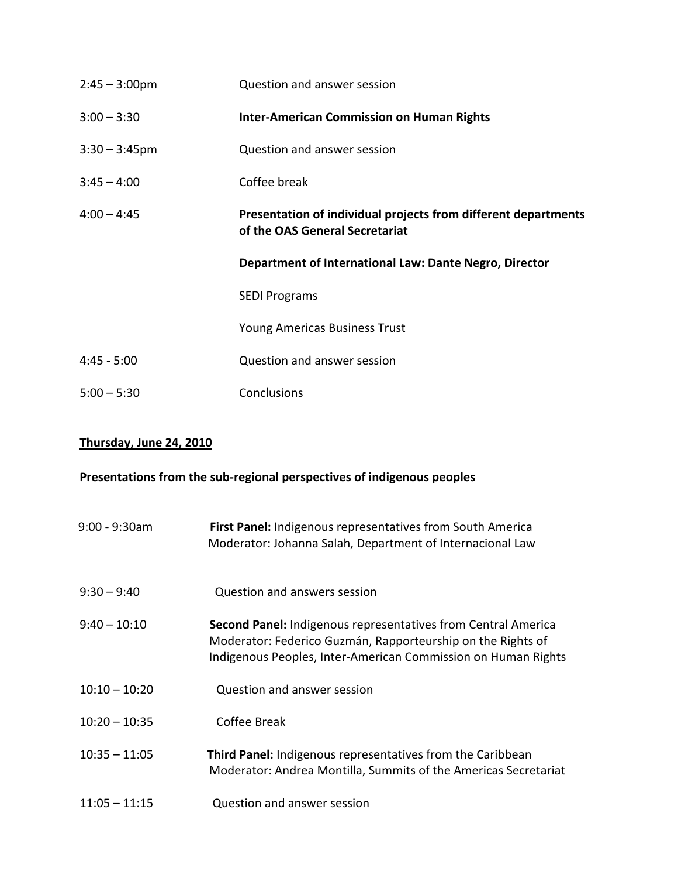| | |
|---|---|
| 2:45 – 3:00pm | Question and answer session |
| 3:00 – 3:30 | **Inter-American Commission on Human Rights** |
| 3:30 – 3:45pm | Question and answer session |
| 3:45 – 4:00 | Coffee break |
| 4:00 – 4:45 | **Presentation of individual projects from different departments of the OAS General Secretariat** |
| | **Department of International Law: Dante Negro, Director** |
| | SEDI Programs |
| | Young Americas Business Trust |
| 4:45 - 5:00 | Question and answer session |
| 5:00 – 5:30 | Conclusions |

**Thursday, June 24, 2010**

**Presentations from the sub-regional perspectives of indigenous peoples**

| | |
|---|---|
| 9:00 - 9:30am | **First Panel:** Indigenous representatives from South America<br>Moderator: Johanna Salah, Department of Internacional Law |
| 9:30 – 9:40 | Question and answers session |
| 9:40 – 10:10 | **Second Panel:** Indigenous representatives from Central America<br>Moderator: Federico Guzmán, Rapporteurship on the Rights of Indigenous Peoples, Inter-American Commission on Human Rights |
| 10:10 – 10:20 | Question and answer session |
| 10:20 – 10:35 | Coffee Break |
| 10:35 – 11:05 | **Third Panel:** Indigenous representatives from the Caribbean<br>Moderator: Andrea Montilla, Summits of the Americas Secretariat |
| 11:05 – 11:15 | Question and answer session |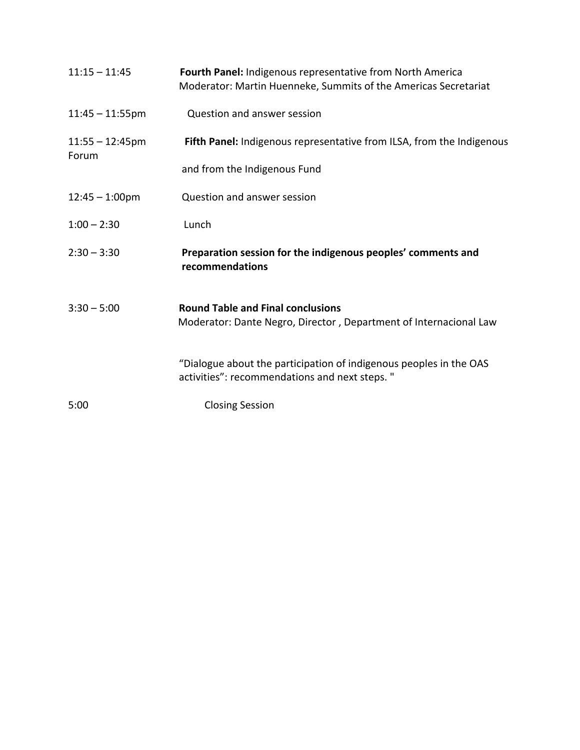| | |
|---|---|
| 11:15 – 11:45 | **Fourth Panel:** Indigenous representative from North America<br>Moderator: Martin Huenneke, Summits of the Americas Secretariat |
| 11:45 – 11:55pm | Question and answer session |
| 11:55 – 12:45pm | **Fifth Panel:** Indigenous representative from ILSA, from the Indigenous Forum and from the Indigenous Fund |
| 12:45 – 1:00pm | Question and answer session |
| 1:00 – 2:30 | Lunch |
| 2:30 – 3:30 | **Preparation session for the indigenous peoples' comments and recommendations** |
| 3:30 – 5:00 | **Round Table and Final conclusions**<br>Moderator: Dante Negro, Director , Department of Internacional Law<br><br>"Dialogue about the participation of indigenous peoples in the OAS activities": recommendations and next steps. " |
| 5:00 | Closing Session |